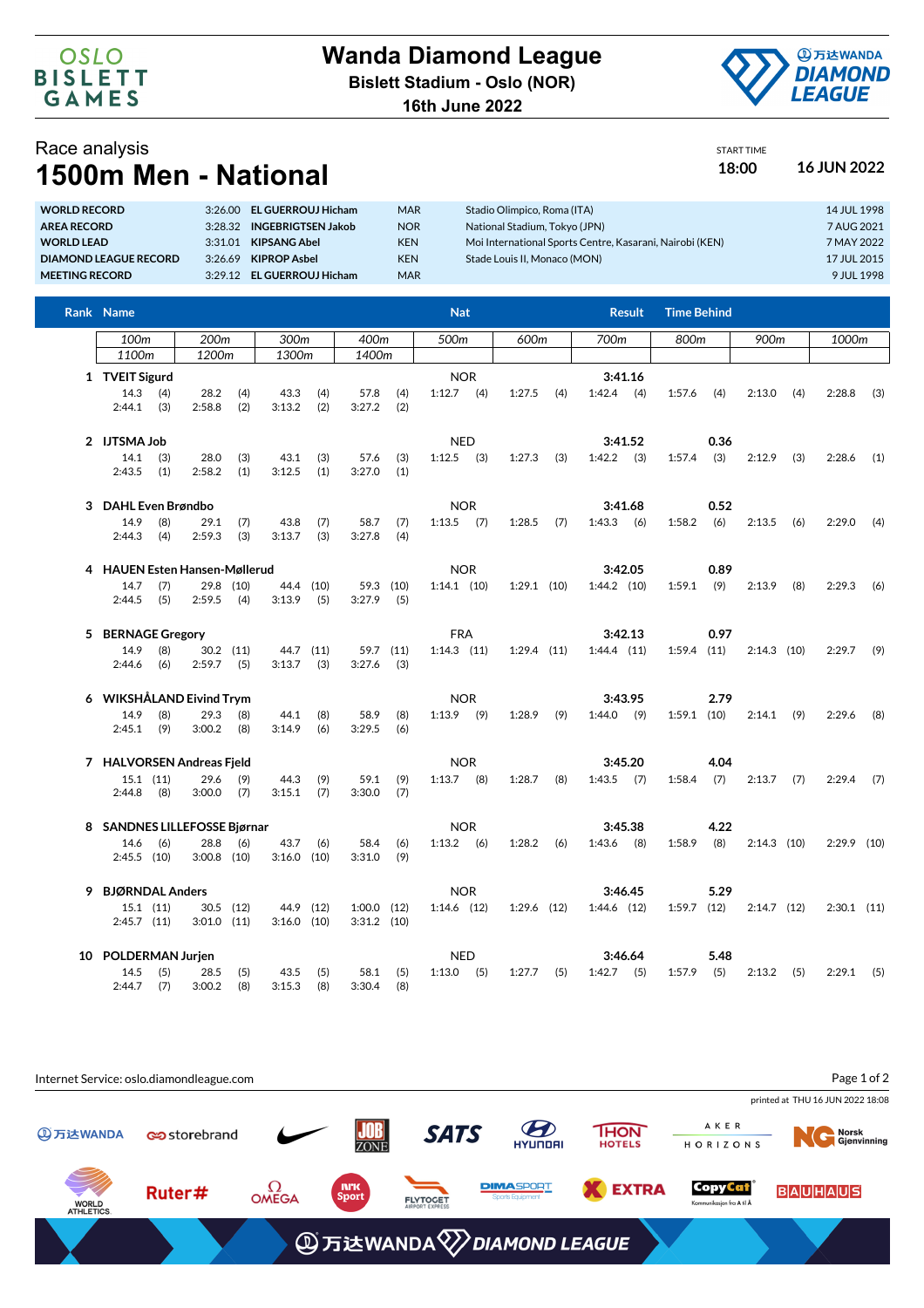# Wanda Diamond League

**Bislett Stadium - Oslo (NOR)**
**16th June 2022**

## Race analysis

# 1500m Men - National

START TIME **18:00** **16 JUN 2022**

| | | | | | | |
|---|---|---|---|---|---|---|
| **WORLD RECORD** | 3:26.00 | **EL GUERROUJ Hicham** | MAR | Stadio Olimpico, Roma (ITA) | 14 JUL 1998 |
| **AREA RECORD** | 3:28.32 | **INGEBRIGTSEN Jakob** | NOR | National Stadium, Tokyo (JPN) | 7 AUG 2021 |
| **WORLD LEAD** | 3:31.01 | **KIPSANG Abel** | KEN | Moi International Sports Centre, Kasarani, Nairobi (KEN) | 7 MAY 2022 |
| **DIAMOND LEAGUE RECORD** | 3:26.69 | **KIPROP Asbel** | KEN | Stade Louis II, Monaco (MON) | 17 JUL 2015 |
| **MEETING RECORD** | 3:29.12 | **EL GUERROUJ Hicham** | MAR | | 9 JUL 1998 |

| Rank | Name | Nat | Result | Time Behind |
|---|---|---|---|---|
| 1 | TVEIT Sigurd | NOR | 3:41.16 | |
| 2 | IJTSMA Job | NED | 3:41.52 | 0.36 |
| 3 | DAHL Even Brøndbo | NOR | 3:41.68 | 0.52 |
| 4 | HAUEN Esten Hansen-Møllerud | NOR | 3:42.05 | 0.89 |
| 5 | BERNAGE Gregory | FRA | 3:42.13 | 0.97 |
| 6 | WIKSHÅLAND Eivind Trym | NOR | 3:43.95 | 2.79 |
| 7 | HALVORSEN Andreas Fjeld | NOR | 3:45.20 | 4.04 |
| 8 | SANDNES LILLEFOSSE Bjørnar | NOR | 3:45.38 | 4.22 |
| 9 | BJØRNDAL Anders | NOR | 3:46.45 | 5.29 |
| 10 | POLDERMAN Jurjen | NED | 3:46.64 | 5.48 |

### Split times (position in brackets)

| Rank | Name | 100m | 200m | 300m | 400m | 500m | 600m | 700m | 800m | 900m | 1000m | 1100m | 1200m | 1300m | 1400m |
|---|---|---|---|---|---|---|---|---|---|---|---|---|---|---|---|
| 1 | TVEIT Sigurd | 14.3 (4) | 28.2 (4) | 43.3 (4) | 57.8 (4) | 1:12.7 (4) | 1:27.5 (4) | 1:42.4 (4) | 1:57.6 (4) | 2:13.0 (4) | 2:28.8 (3) | 2:44.1 (3) | 2:58.8 (2) | 3:13.2 (2) | 3:27.2 (2) |
| 2 | IJTSMA Job | 14.1 (3) | 28.0 (3) | 43.1 (3) | 57.6 (3) | 1:12.5 (3) | 1:27.3 (3) | 1:42.2 (3) | 1:57.4 (3) | 2:12.9 (3) | 2:28.6 (1) | 2:43.5 (1) | 2:58.2 (1) | 3:12.5 (1) | 3:27.0 (1) |
| 3 | DAHL Even Brøndbo | 14.9 (8) | 29.1 (7) | 43.8 (7) | 58.7 (7) | 1:13.5 (7) | 1:28.5 (7) | 1:43.3 (6) | 1:58.2 (6) | 2:13.5 (6) | 2:29.0 (4) | 2:44.3 (4) | 2:59.3 (3) | 3:13.7 (3) | 3:27.8 (4) |
| 4 | HAUEN Esten Hansen-Møllerud | 14.7 (7) | 29.8 (10) | 44.4 (10) | 59.3 (10) | 1:14.1 (10) | 1:29.1 (10) | 1:44.2 (10) | 1:59.1 (9) | 2:13.9 (8) | 2:29.3 (6) | 2:44.5 (5) | 2:59.5 (4) | 3:13.9 (5) | 3:27.9 (5) |
| 5 | BERNAGE Gregory | 14.9 (8) | 30.2 (11) | 44.7 (11) | 59.7 (11) | 1:14.3 (11) | 1:29.4 (11) | 1:44.4 (11) | 1:59.4 (11) | 2:14.3 (10) | 2:29.7 (9) | 2:44.6 (6) | 2:59.7 (5) | 3:13.7 (3) | 3:27.6 (3) |
| 6 | WIKSHÅLAND Eivind Trym | 14.9 (8) | 29.3 (8) | 44.1 (8) | 58.9 (8) | 1:13.9 (9) | 1:28.9 (9) | 1:44.0 (9) | 1:59.1 (10) | 2:14.1 (9) | 2:29.6 (8) | 2:45.1 (9) | 3:00.2 (8) | 3:14.9 (6) | 3:29.5 (6) |
| 7 | HALVORSEN Andreas Fjeld | 15.1 (11) | 29.6 (9) | 44.3 (9) | 59.1 (9) | 1:13.7 (8) | 1:28.7 (8) | 1:43.5 (7) | 1:58.4 (7) | 2:13.7 (7) | 2:29.4 (7) | 2:44.8 (8) | 3:00.0 (7) | 3:15.1 (7) | 3:30.0 (7) |
| 8 | SANDNES LILLEFOSSE Bjørnar | 14.6 (6) | 28.8 (6) | 43.7 (6) | 58.4 (6) | 1:13.2 (6) | 1:28.2 (6) | 1:43.6 (8) | 1:58.9 (8) | 2:14.3 (10) | 2:29.9 (10) | 2:45.5 (10) | 3:00.8 (10) | 3:16.0 (10) | 3:31.0 (9) |
| 9 | BJØRNDAL Anders | 15.1 (11) | 30.5 (12) | 44.9 (12) | 1:00.0 (12) | 1:14.6 (12) | 1:29.6 (12) | 1:44.6 (12) | 1:59.7 (12) | 2:14.7 (12) | 2:30.1 (11) | 2:45.7 (11) | 3:01.0 (11) | 3:16.0 (10) | 3:31.2 (10) |
| 10 | POLDERMAN Jurjen | 14.5 (5) | 28.5 (5) | 43.5 (5) | 58.1 (5) | 1:13.0 (5) | 1:27.7 (5) | 1:42.7 (5) | 1:57.9 (5) | 2:13.2 (5) | 2:29.1 (5) | 2:44.7 (7) | 3:00.2 (8) | 3:15.3 (8) | 3:30.4 (8) |

Internet Service: oslo.diamondleague.com

printed at THU 16 JUN 2022 18:08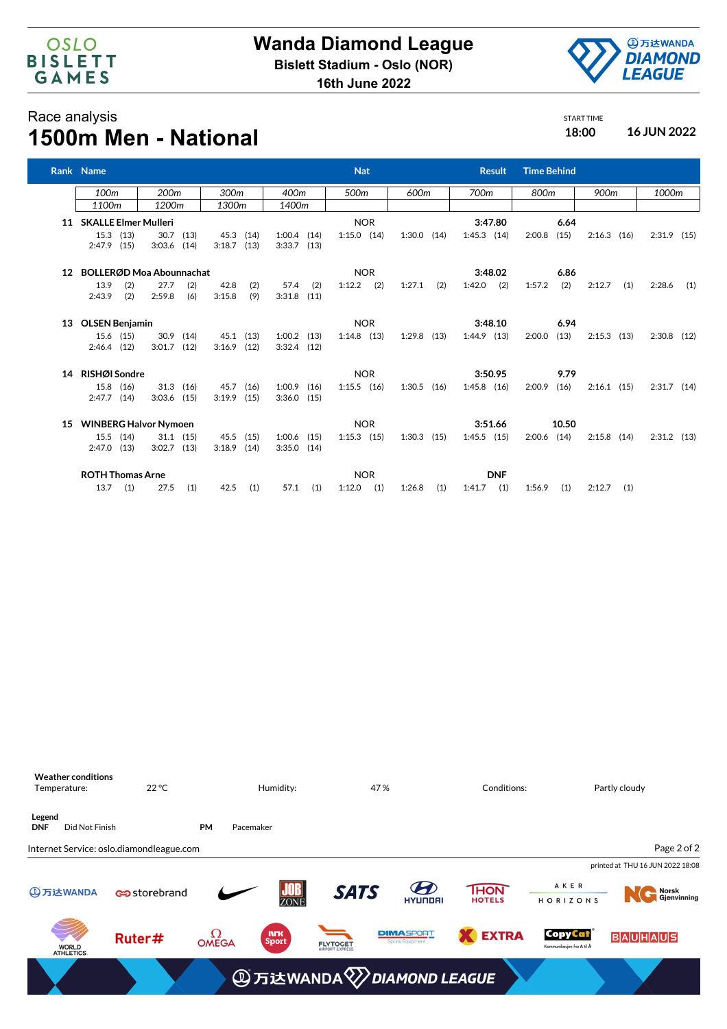# Wanda Diamond League

**Bislett Stadium - Oslo (NOR)**

**16th June 2022**

Race analysis

## 1500m Men - National

START TIME **18:00** **16 JUN 2022**

| Rank | Name | Nat | Result | Time Behind |
|---|---|---|---|---|
| 11 | SKALLE Elmer Mulleri | NOR | 3:47.80 | 6.64 |
| 12 | BOLLERØD Moa Abounnachat | NOR | 3:48.02 | 6.86 |
| 13 | OLSEN Benjamin | NOR | 3:48.10 | 6.94 |
| 14 | RISHØI Sondre | NOR | 3:50.95 | 9.79 |
| 15 | WINBERG Halvor Nymoen | NOR | 3:51.66 | 10.50 |
| | ROTH Thomas Arne | NOR | DNF | |

| Name | 100m | 200m | 300m | 400m | 500m | 600m | 700m | 800m | 900m | 1000m | 1100m | 1200m | 1300m | 1400m |
|---|---|---|---|---|---|---|---|---|---|---|---|---|---|---|
| SKALLE Elmer Mulleri | 15.3 (13) | 30.7 (13) | 45.3 (14) | 1:00.4 (14) | 1:15.0 (14) | 1:30.0 (14) | 1:45.3 (14) | 2:00.8 (15) | 2:16.3 (16) | 2:31.9 (15) | 2:47.9 (15) | 3:03.6 (14) | 3:18.7 (13) | 3:33.7 (13) |
| BOLLERØD Moa Abounnachat | 13.9 (2) | 27.7 (2) | 42.8 (2) | 57.4 (2) | 1:12.2 (2) | 1:27.1 (2) | 1:42.0 (2) | 1:57.2 (2) | 2:12.7 (1) | 2:28.6 (1) | 2:43.9 (2) | 2:59.8 (6) | 3:15.8 (9) | 3:31.8 (11) |
| OLSEN Benjamin | 15.6 (15) | 30.9 (14) | 45.1 (13) | 1:00.2 (13) | 1:14.8 (13) | 1:29.8 (13) | 1:44.9 (13) | 2:00.0 (13) | 2:15.3 (13) | 2:30.8 (12) | 2:46.4 (12) | 3:01.7 (12) | 3:16.9 (12) | 3:32.4 (12) |
| RISHØI Sondre | 15.8 (16) | 31.3 (16) | 45.7 (16) | 1:00.9 (16) | 1:15.5 (16) | 1:30.5 (16) | 1:45.8 (16) | 2:00.9 (16) | 2:16.1 (15) | 2:31.7 (14) | 2:47.7 (14) | 3:03.6 (15) | 3:19.9 (15) | 3:36.0 (15) |
| WINBERG Halvor Nymoen | 15.5 (14) | 31.1 (15) | 45.5 (15) | 1:00.6 (15) | 1:15.3 (15) | 1:30.3 (15) | 1:45.5 (15) | 2:00.6 (14) | 2:15.8 (14) | 2:31.2 (13) | 2:47.0 (13) | 3:02.7 (13) | 3:18.9 (14) | 3:35.0 (14) |
| ROTH Thomas Arne | 13.7 (1) | 27.5 (1) | 42.5 (1) | 57.1 (1) | 1:12.0 (1) | 1:26.8 (1) | 1:41.7 (1) | 1:56.9 (1) | 2:12.7 (1) | | | | | |

**Weather conditions**

Temperature: 22 °C Humidity: 47 % Conditions: Partly cloudy

**Legend**

**DNF** Did Not Finish **PM** Pacemaker

Internet Service: oslo.diamondleague.com

printed at THU 16 JUN 2022 18:08